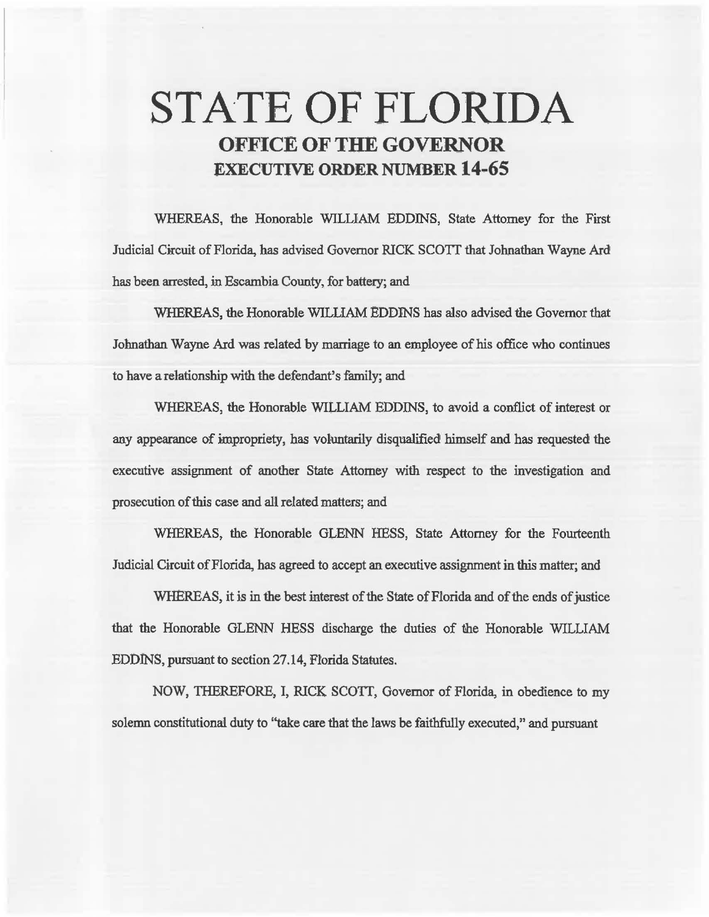# STATE OF FLORIDA

## OFFICE OF THE GOVERNOR

## EXECUTIVE ORDER NUMBER 14-65

WHEREAS, the Honorable WILLIAM EDDINS, State Attorney for the First Judicial Circuit of Florida, has advised Governor RICK SCOTT that Johnathan Wayne Ard has been arrested, in Escambia County, for battery; and

WHEREAS, the Honorable WILLIAM EDDINS has also advised the Governor that Johnathan Wayne Ard was related by marriage to an employee of his office who continues to have a relationship with the defendant's family; and

WHEREAS, the Honorable WILLIAM EDDINS, to avoid a conflict of interest or any appearance of impropriety, has voluntarily disqualified himself and has requested the executive assignment of another State Attorney with respect to the investigation and prosecution of this case and all related matters; and

WHEREAS, the Honorable GLENN HESS, State Attorney for the Fourteenth Judicial Circuit of Florida, has agreed to accept an executive assignment in this matter; and

WHEREAS, it is in the best interest of the State of Florida and of the ends of justice that the Honorable GLENN HESS discharge the duties of the Honorable WILLIAM EDDINS, pursuant to section 27.14, Florida Statutes.

NOW, THEREFORE, I, RICK SCOTT, Governor of Florida, in obedience to my solemn constitutional duty to "take care that the laws be faithfully executed," and pursuant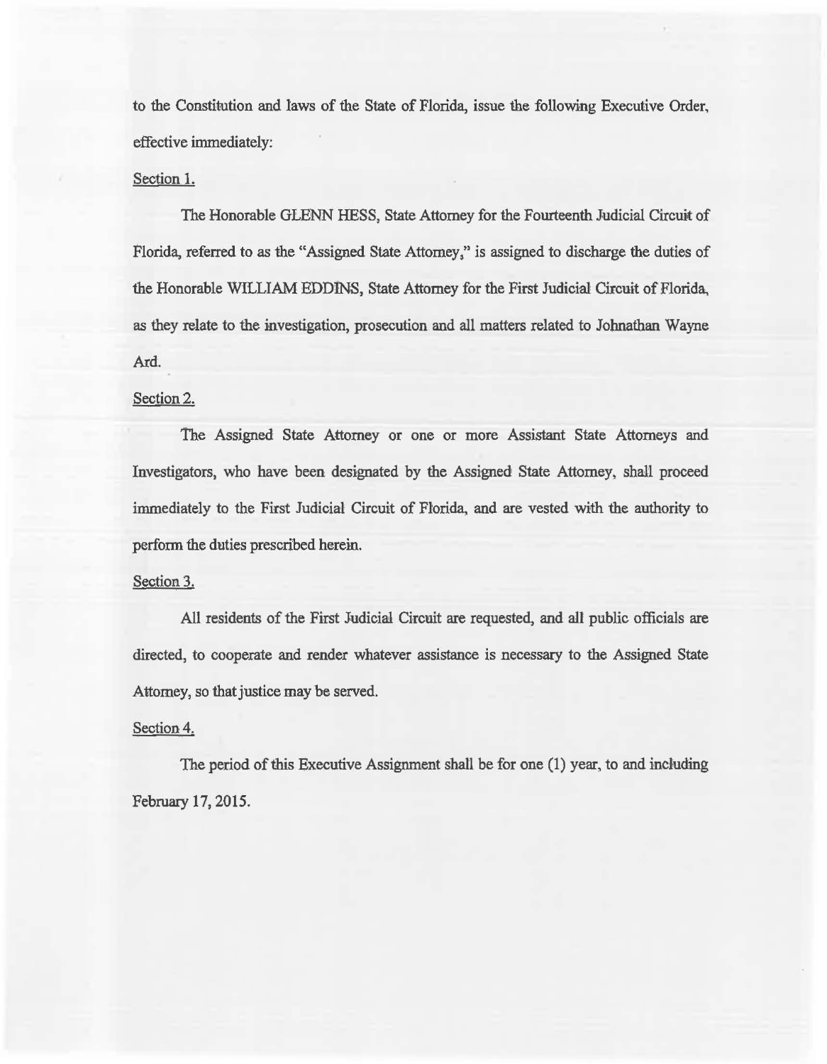to the Constitution and laws of the State of Florida, issue the following Executive Order, effective immediately:

Section 1.

The Honorable GLENN HESS, State Attorney for the Fourteenth Judicial Circuit of Florida, referred to as the "Assigned State Attorney," is assigned to discharge the duties of the Honorable WILLIAM EDDINS, State Attorney for the First Judicial Circuit of Florida, as they relate to the investigation, prosecution and all matters related to Johnathan Wayne Ard.

Section 2.

The Assigned State Attorney or one or more Assistant State Attorneys and Investigators, who have been designated by the Assigned State Attorney, shall proceed immediately to the First Judicial Circuit of Florida, and are vested with the authority to perform the duties prescribed herein.

Section 3.

All residents of the First Judicial Circuit are requested, and all public officials are directed, to cooperate and render whatever assistance is necessary to the Assigned State Attorney, so that justice may be served.

Section 4.

The period of this Executive Assignment shall be for one (1) year, to and including February 17, 2015.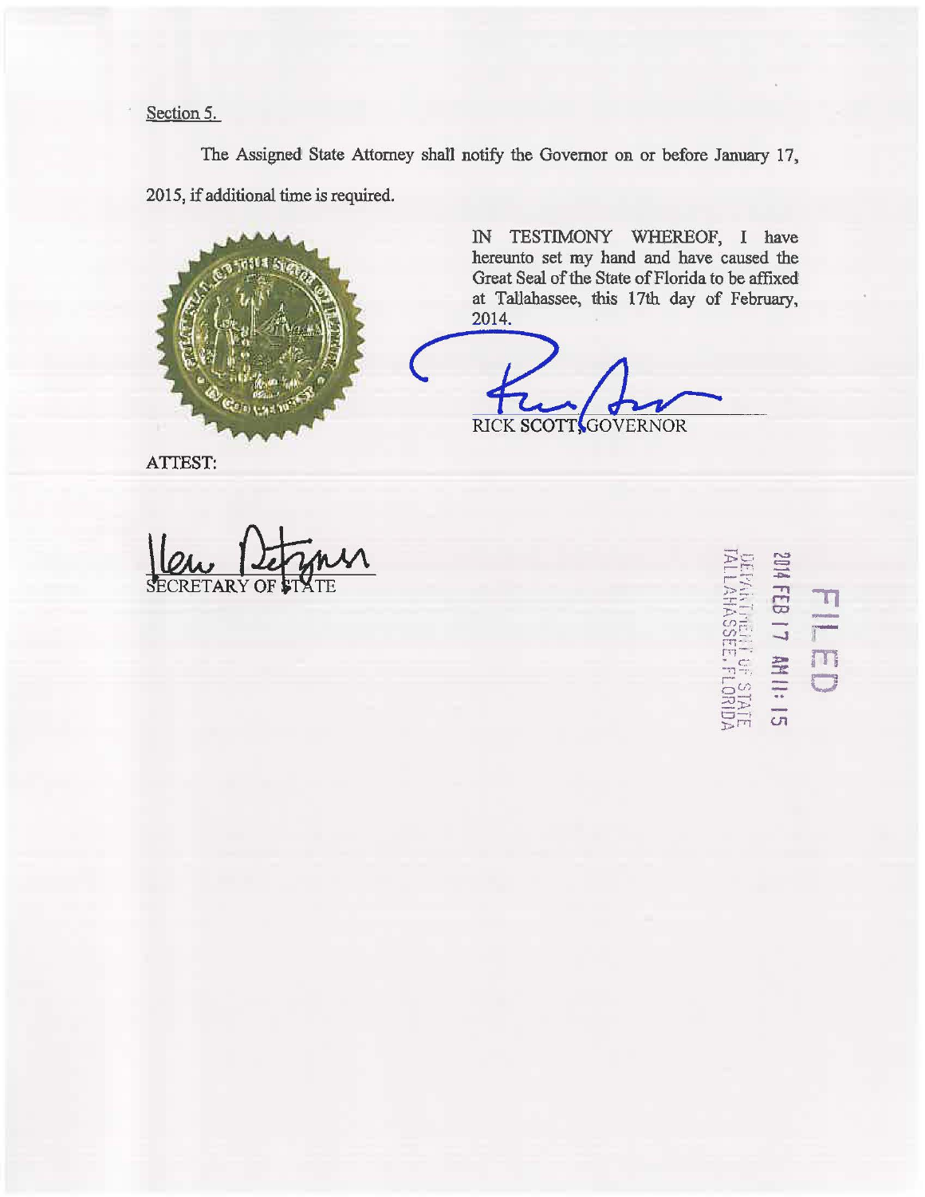Section 5.

The Assigned State Attorney shall notify the Governor on or before January 17, 2015, if additional time is required.

IN TESTIMONY WHEREOF, I have hereunto set my hand and have caused the Great Seal of the State of Florida to be affixed at Tallahassee, this 17th day of February, 2014.

RICK SCOTT, GOVERNOR

ATTEST:

SECRETARY OF STATE

FILED

2014 FEB 17 AM 11:15

DEPARTMENT OF STATE
TALLAHASSEE, FLORIDA